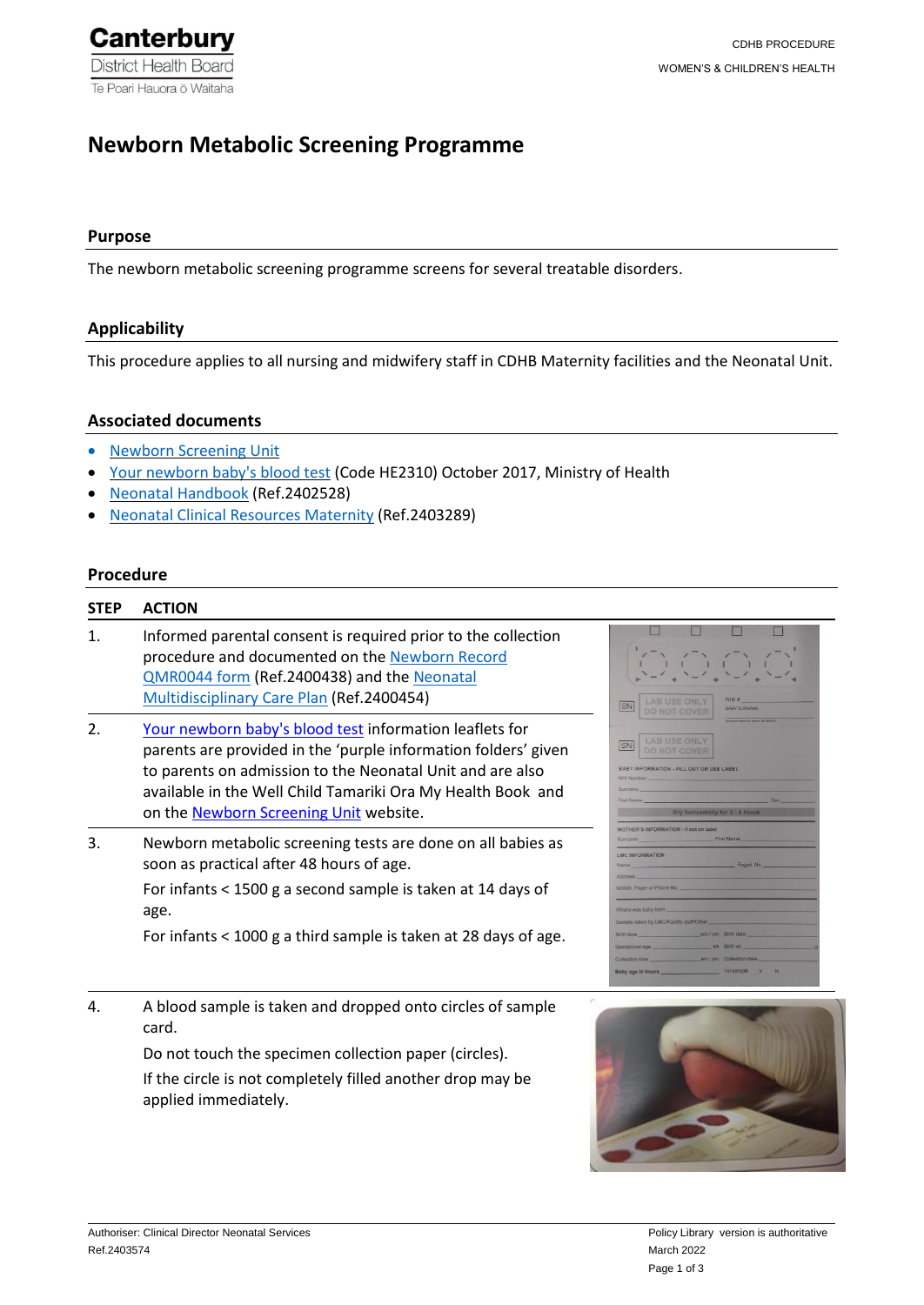# Newborn Metabolic Screening Programme

## Purpose

The newborn metabolic screening programme screens for several treatable disorders.

## Applicability

This procedure applies to all nursing and midwifery staff in CDHB Maternity facilities and the Neonatal Unit.

## Associated documents

- Newborn Screening Unit
- Your newborn baby's blood test (Code HE2310) October 2017, Ministry of Health
- Neonatal Handbook (Ref.2402528)
- Neonatal Clinical Resources Maternity (Ref.2403289)

## Procedure

| STEP | ACTION |
|---|---|
| 1. | Informed parental consent is required prior to the collection procedure and documented on the Newborn Record QMR0044 form (Ref.2400438) and the Neonatal Multidisciplinary Care Plan (Ref.2400454) |
| 2. | Your newborn baby's blood test information leaflets for parents are provided in the 'purple information folders' given to parents on admission to the Neonatal Unit and are also available in the Well Child Tamariki Ora My Health Book and on the Newborn Screening Unit website. |
| 3. | Newborn metabolic screening tests are done on all babies as soon as practical after 48 hours of age.<br>For infants < 1500 g a second sample is taken at 14 days of age.<br>For infants < 1000 g a third sample is taken at 28 days of age. |
| 4. | A blood sample is taken and dropped onto circles of sample card.<br>Do not touch the specimen collection paper (circles).<br>If the circle is not completely filled another drop may be applied immediately. |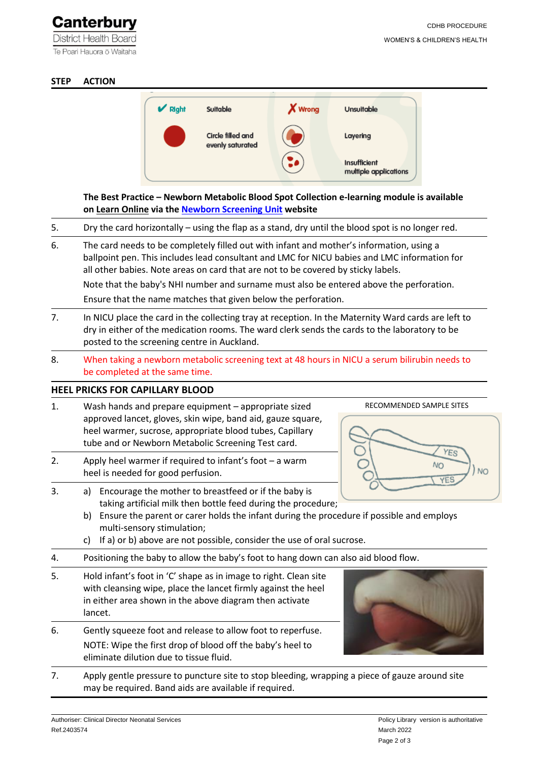| STEP | ACTION |
|---|---|
| | **The Best Practice – Newborn Metabolic Blood Spot Collection e-learning module is available on Learn Online via the Newborn Screening Unit website** |
| 5. | Dry the card horizontally – using the flap as a stand, dry until the blood spot is no longer red. |
| 6. | The card needs to be completely filled out with infant and mother's information, using a ballpoint pen. This includes lead consultant and LMC for NICU babies and LMC information for all other babies. Note areas on card that are not to be covered by sticky labels. Note that the baby's NHI number and surname must also be entered above the perforation. Ensure that the name matches that given below the perforation. |
| 7. | In NICU place the card in the collecting tray at reception. In the Maternity Ward cards are left to dry in either of the medication rooms. The ward clerk sends the cards to the laboratory to be posted to the screening centre in Auckland. |
| 8. | When taking a newborn metabolic screening text at 48 hours in NICU a serum bilirubin needs to be completed at the same time. |

## HEEL PRICKS FOR CAPILLARY BLOOD

RECOMMENDED SAMPLE SITES

| | |
|---|---|
| 1. | Wash hands and prepare equipment – appropriate sized approved lancet, gloves, skin wipe, band aid, gauze square, heel warmer, sucrose, appropriate blood tubes, Capillary tube and or Newborn Metabolic Screening Test card. |
| 2. | Apply heel warmer if required to infant's foot – a warm heel is needed for good perfusion. |
| 3. | a) Encourage the mother to breastfeed or if the baby is taking artificial milk then bottle feed during the procedure; b) Ensure the parent or carer holds the infant during the procedure if possible and employs multi-sensory stimulation; c) If a) or b) above are not possible, consider the use of oral sucrose. |
| 4. | Positioning the baby to allow the baby's foot to hang down can also aid blood flow. |
| 5. | Hold infant's foot in 'C' shape as in image to right. Clean site with cleansing wipe, place the lancet firmly against the heel in either area shown in the above diagram then activate lancet. |
| 6. | Gently squeeze foot and release to allow foot to reperfuse. NOTE: Wipe the first drop of blood off the baby's heel to eliminate dilution due to tissue fluid. |
| 7. | Apply gentle pressure to puncture site to stop bleeding, wrapping a piece of gauze around site may be required. Band aids are available if required. |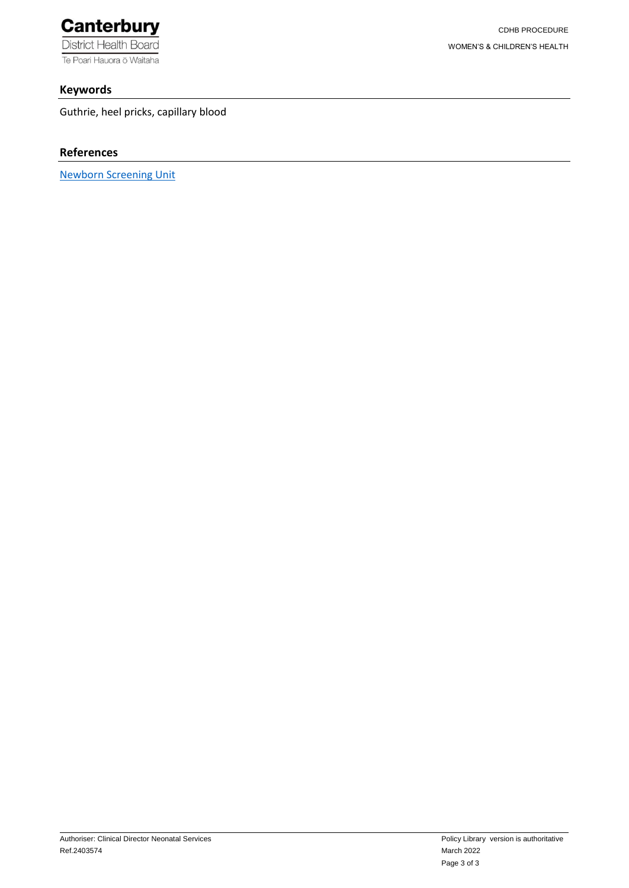## Keywords

Guthrie, heel pricks, capillary blood

## References

Newborn Screening Unit